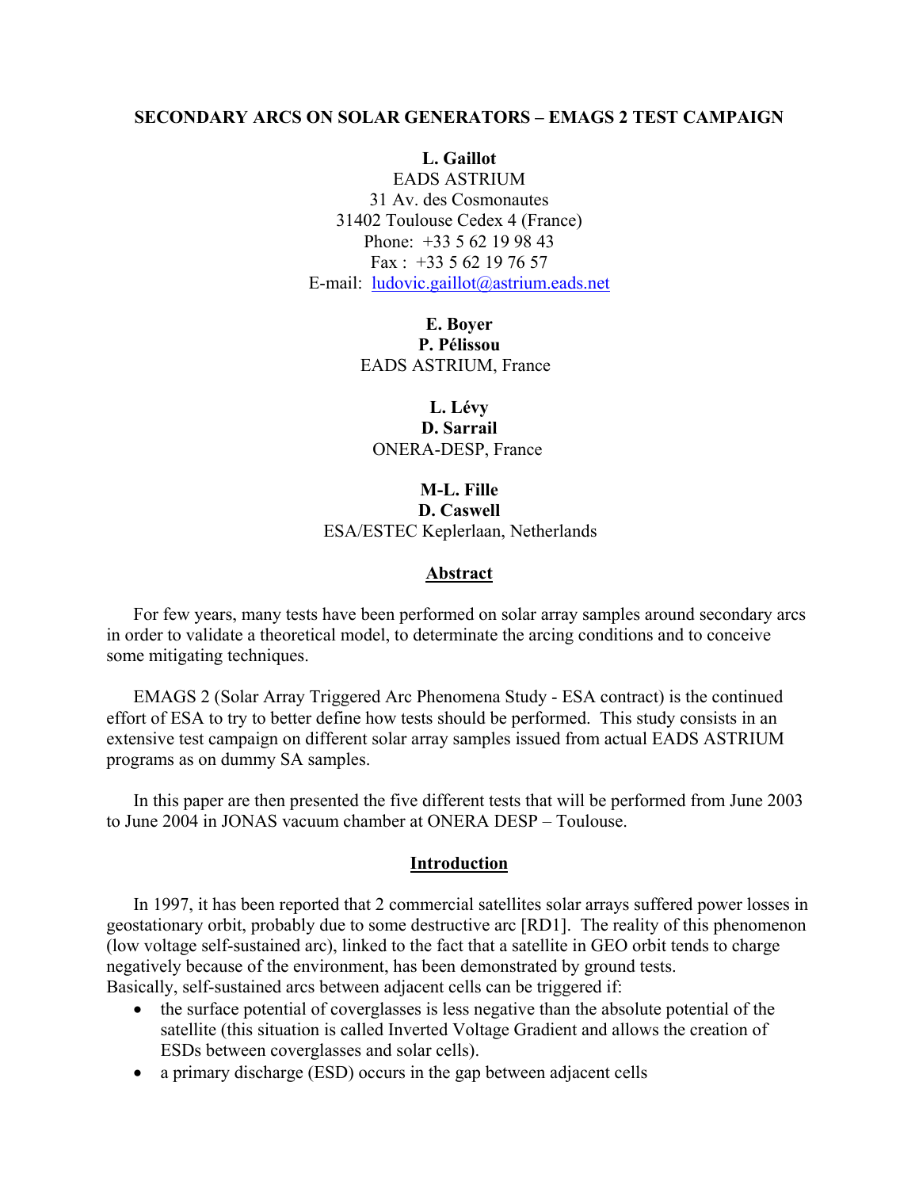# SECONDARY ARCS ON SOLAR GENERATORS – EMAGS 2 TEST CAMPAIGN

**L. Gaillot**
EADS ASTRIUM
31 Av. des Cosmonautes
31402 Toulouse Cedex 4 (France)
Phone: +33 5 62 19 98 43
Fax : +33 5 62 19 76 57
E-mail: ludovic.gaillot@astrium.eads.net

**E. Boyer**
**P. Pélissou**
EADS ASTRIUM, France

**L. Lévy**
**D. Sarrail**
ONERA-DESP, France

**M-L. Fille**
**D. Caswell**
ESA/ESTEC Keplerlaan, Netherlands

## Abstract

For few years, many tests have been performed on solar array samples around secondary arcs in order to validate a theoretical model, to determinate the arcing conditions and to conceive some mitigating techniques.

EMAGS 2 (Solar Array Triggered Arc Phenomena Study - ESA contract) is the continued effort of ESA to try to better define how tests should be performed. This study consists in an extensive test campaign on different solar array samples issued from actual EADS ASTRIUM programs as on dummy SA samples.

In this paper are then presented the five different tests that will be performed from June 2003 to June 2004 in JONAS vacuum chamber at ONERA DESP – Toulouse.

## Introduction

In 1997, it has been reported that 2 commercial satellites solar arrays suffered power losses in geostationary orbit, probably due to some destructive arc [RD1]. The reality of this phenomenon (low voltage self-sustained arc), linked to the fact that a satellite in GEO orbit tends to charge negatively because of the environment, has been demonstrated by ground tests.
Basically, self-sustained arcs between adjacent cells can be triggered if:

- the surface potential of coverglasses is less negative than the absolute potential of the satellite (this situation is called Inverted Voltage Gradient and allows the creation of ESDs between coverglasses and solar cells).
- a primary discharge (ESD) occurs in the gap between adjacent cells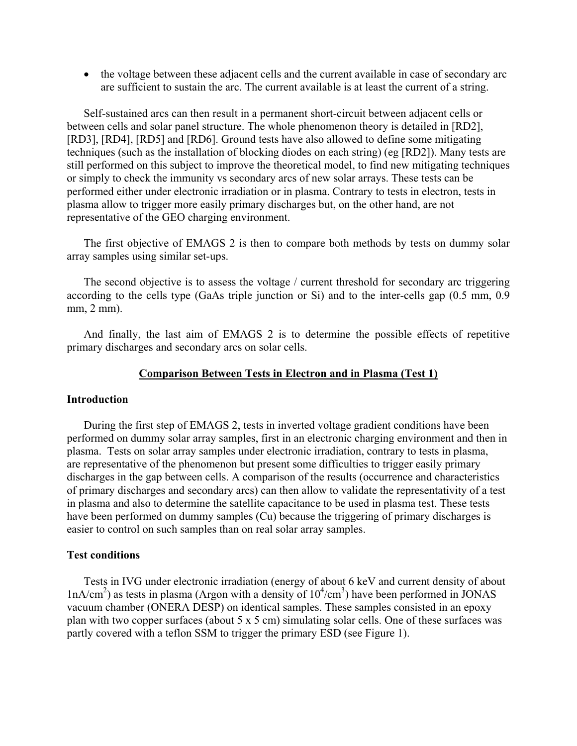- the voltage between these adjacent cells and the current available in case of secondary arc are sufficient to sustain the arc. The current available is at least the current of a string.

Self-sustained arcs can then result in a permanent short-circuit between adjacent cells or between cells and solar panel structure. The whole phenomenon theory is detailed in [RD2], [RD3], [RD4], [RD5] and [RD6]. Ground tests have also allowed to define some mitigating techniques (such as the installation of blocking diodes on each string) (eg [RD2]). Many tests are still performed on this subject to improve the theoretical model, to find new mitigating techniques or simply to check the immunity vs secondary arcs of new solar arrays. These tests can be performed either under electronic irradiation or in plasma. Contrary to tests in electron, tests in plasma allow to trigger more easily primary discharges but, on the other hand, are not representative of the GEO charging environment.

The first objective of EMAGS 2 is then to compare both methods by tests on dummy solar array samples using similar set-ups.

The second objective is to assess the voltage / current threshold for secondary arc triggering according to the cells type (GaAs triple junction or Si) and to the inter-cells gap (0.5 mm, 0.9 mm, 2 mm).

And finally, the last aim of EMAGS 2 is to determine the possible effects of repetitive primary discharges and secondary arcs on solar cells.

## Comparison Between Tests in Electron and in Plasma (Test 1)

### Introduction

During the first step of EMAGS 2, tests in inverted voltage gradient conditions have been performed on dummy solar array samples, first in an electronic charging environment and then in plasma. Tests on solar array samples under electronic irradiation, contrary to tests in plasma, are representative of the phenomenon but present some difficulties to trigger easily primary discharges in the gap between cells. A comparison of the results (occurrence and characteristics of primary discharges and secondary arcs) can then allow to validate the representativity of a test in plasma and also to determine the satellite capacitance to be used in plasma test. These tests have been performed on dummy samples (Cu) because the triggering of primary discharges is easier to control on such samples than on real solar array samples.

### Test conditions

Tests in IVG under electronic irradiation (energy of about 6 keV and current density of about $1 nA/cm^2$) as tests in plasma (Argon with a density of $10^4/cm^3$) have been performed in JONAS vacuum chamber (ONERA DESP) on identical samples. These samples consisted in an epoxy plan with two copper surfaces (about 5 x 5 cm) simulating solar cells. One of these surfaces was partly covered with a teflon SSM to trigger the primary ESD (see Figure 1).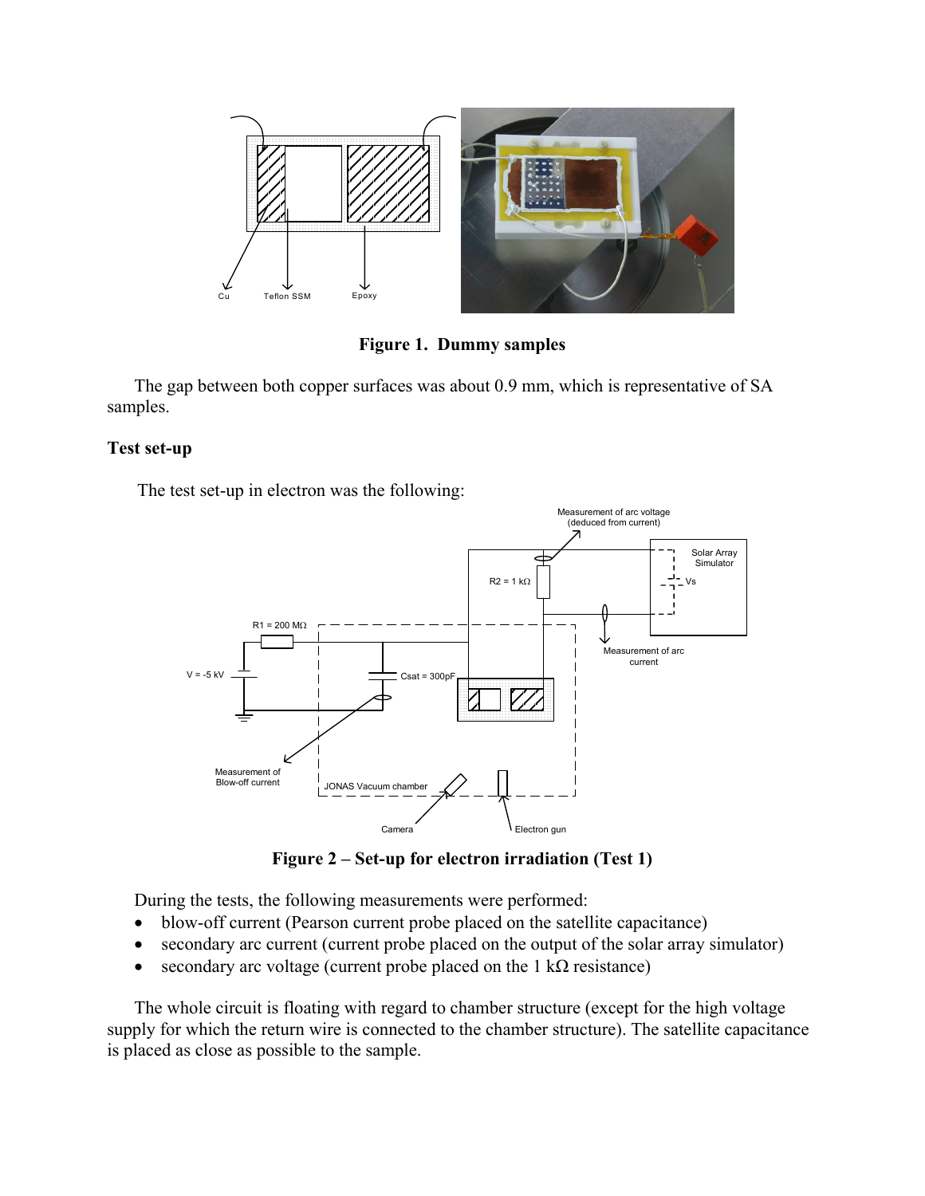Cu

Teflon SSM

Epoxy

**Figure 1. Dummy samples**

The gap between both copper surfaces was about 0.9 mm, which is representative of SA samples.

## Test set-up

The test set-up in electron was the following:

Measurement of arc voltage (deduced from current)

Solar Array Simulator

Vs

R2 = 1 kΩ

R1 = 200 MΩ

V = -5 kV

Csat = 300pF

Measurement of arc current

Measurement of Blow-off current

JONAS Vacuum chamber

Camera

Electron gun

**Figure 2 – Set-up for electron irradiation (Test 1)**

During the tests, the following measurements were performed:

- blow-off current (Pearson current probe placed on the satellite capacitance)
- secondary arc current (current probe placed on the output of the solar array simulator)
- secondary arc voltage (current probe placed on the 1 kΩ resistance)

The whole circuit is floating with regard to chamber structure (except for the high voltage supply for which the return wire is connected to the chamber structure). The satellite capacitance is placed as close as possible to the sample.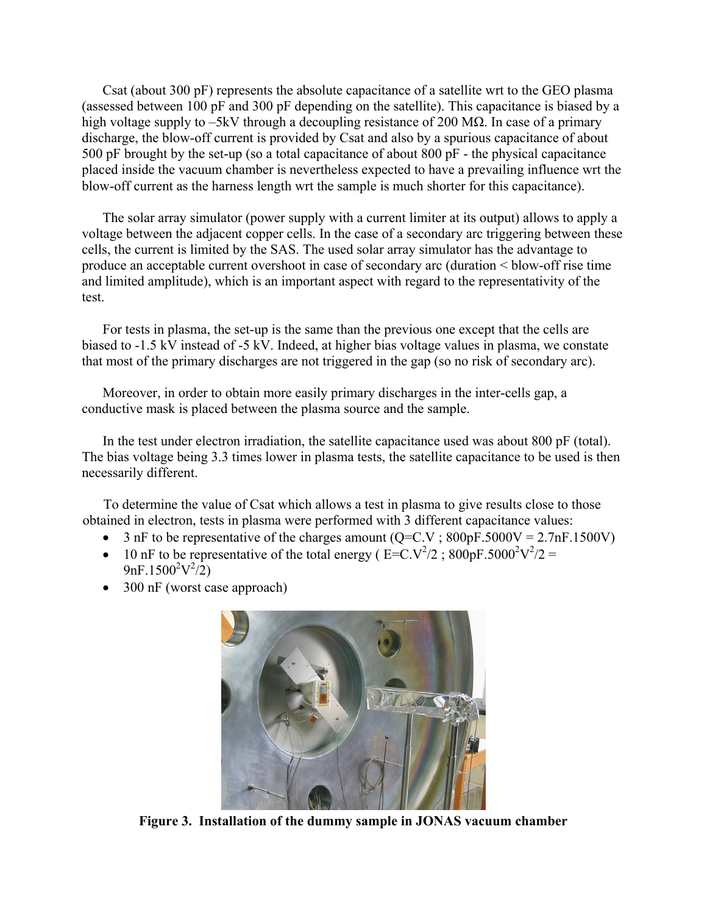Csat (about 300 pF) represents the absolute capacitance of a satellite wrt to the GEO plasma (assessed between 100 pF and 300 pF depending on the satellite). This capacitance is biased by a high voltage supply to –5kV through a decoupling resistance of 200 MΩ. In case of a primary discharge, the blow-off current is provided by Csat and also by a spurious capacitance of about 500 pF brought by the set-up (so a total capacitance of about 800 pF - the physical capacitance placed inside the vacuum chamber is nevertheless expected to have a prevailing influence wrt the blow-off current as the harness length wrt the sample is much shorter for this capacitance).

The solar array simulator (power supply with a current limiter at its output) allows to apply a voltage between the adjacent copper cells. In the case of a secondary arc triggering between these cells, the current is limited by the SAS. The used solar array simulator has the advantage to produce an acceptable current overshoot in case of secondary arc (duration < blow-off rise time and limited amplitude), which is an important aspect with regard to the representativity of the test.

For tests in plasma, the set-up is the same than the previous one except that the cells are biased to -1.5 kV instead of -5 kV. Indeed, at higher bias voltage values in plasma, we constate that most of the primary discharges are not triggered in the gap (so no risk of secondary arc).

Moreover, in order to obtain more easily primary discharges in the inter-cells gap, a conductive mask is placed between the plasma source and the sample.

In the test under electron irradiation, the satellite capacitance used was about 800 pF (total). The bias voltage being 3.3 times lower in plasma tests, the satellite capacitance to be used is then necessarily different.

To determine the value of Csat which allows a test in plasma to give results close to those obtained in electron, tests in plasma were performed with 3 different capacitance values:

- 3 nF to be representative of the charges amount ($Q=C.V$ ; 800pF.5000V = 2.7nF.1500V)
- 10 nF to be representative of the total energy ( $E=C.V^2/2$ ; $800\text{pF}.5000^2\text{V}^2/2 = 9\text{nF}.1500^2\text{V}^2/2$)
- 300 nF (worst case approach)

**Figure 3. Installation of the dummy sample in JONAS vacuum chamber**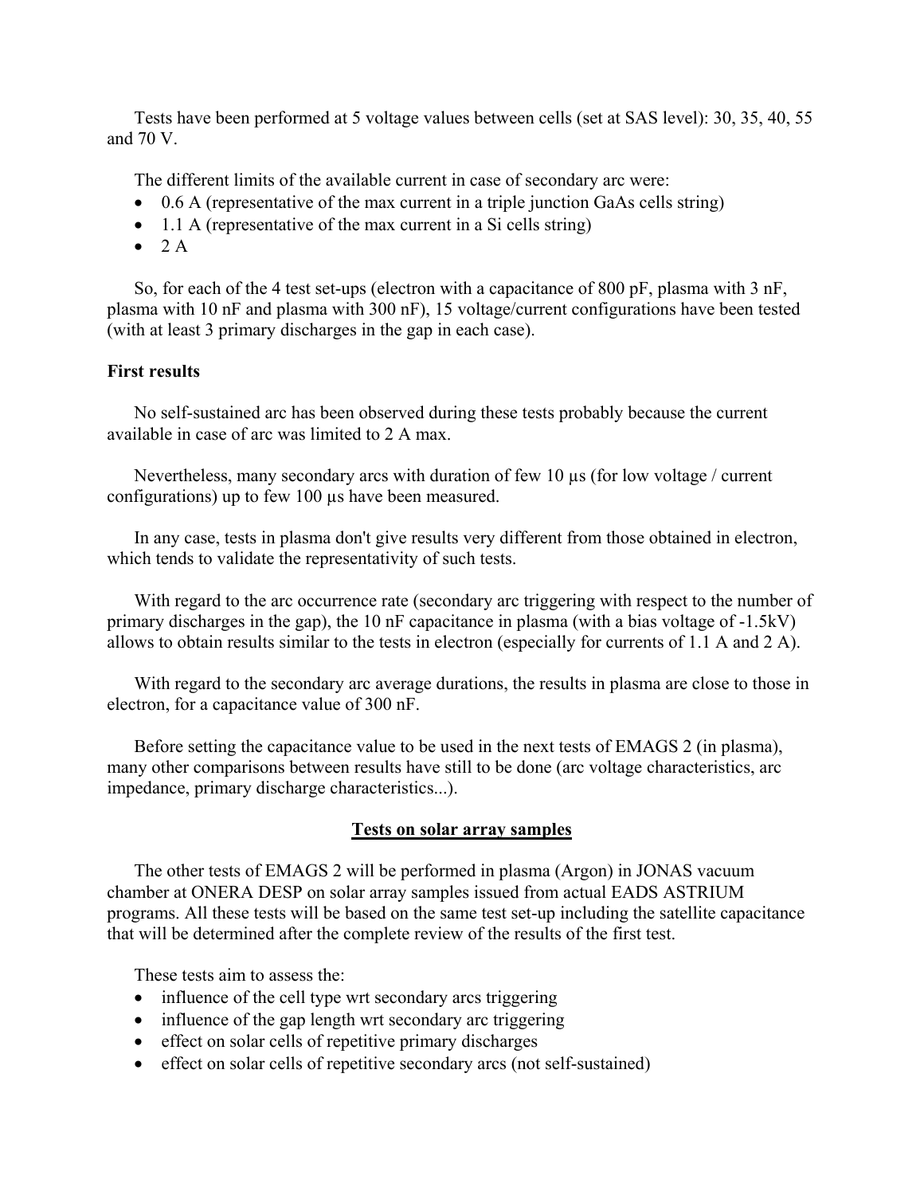Tests have been performed at 5 voltage values between cells (set at SAS level): 30, 35, 40, 55 and 70 V.

The different limits of the available current in case of secondary arc were:

- 0.6 A (representative of the max current in a triple junction GaAs cells string)
- 1.1 A (representative of the max current in a Si cells string)
- 2 A

So, for each of the 4 test set-ups (electron with a capacitance of 800 pF, plasma with 3 nF, plasma with 10 nF and plasma with 300 nF), 15 voltage/current configurations have been tested (with at least 3 primary discharges in the gap in each case).

**First results**

No self-sustained arc has been observed during these tests probably because the current available in case of arc was limited to 2 A max.

Nevertheless, many secondary arcs with duration of few 10 µs (for low voltage / current configurations) up to few 100 µs have been measured.

In any case, tests in plasma don't give results very different from those obtained in electron, which tends to validate the representativity of such tests.

With regard to the arc occurrence rate (secondary arc triggering with respect to the number of primary discharges in the gap), the 10 nF capacitance in plasma (with a bias voltage of -1.5kV) allows to obtain results similar to the tests in electron (especially for currents of 1.1 A and 2 A).

With regard to the secondary arc average durations, the results in plasma are close to those in electron, for a capacitance value of 300 nF.

Before setting the capacitance value to be used in the next tests of EMAGS 2 (in plasma), many other comparisons between results have still to be done (arc voltage characteristics, arc impedance, primary discharge characteristics...).

## Tests on solar array samples

The other tests of EMAGS 2 will be performed in plasma (Argon) in JONAS vacuum chamber at ONERA DESP on solar array samples issued from actual EADS ASTRIUM programs. All these tests will be based on the same test set-up including the satellite capacitance that will be determined after the complete review of the results of the first test.

These tests aim to assess the:

- influence of the cell type wrt secondary arcs triggering
- influence of the gap length wrt secondary arc triggering
- effect on solar cells of repetitive primary discharges
- effect on solar cells of repetitive secondary arcs (not self-sustained)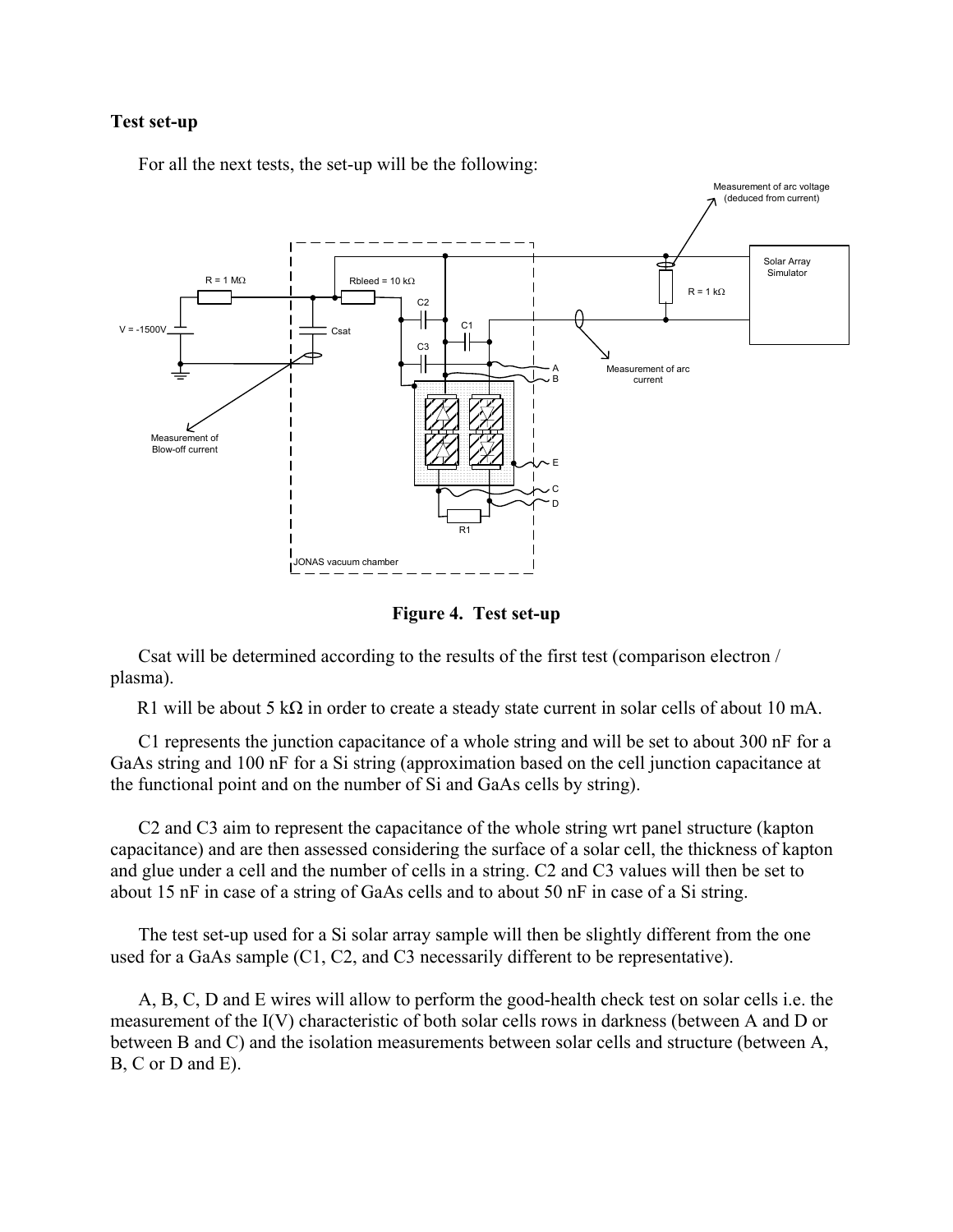**Test set-up**

For all the next tests, the set-up will be the following:

Measurement of arc voltage (deduced from current)

Solar Array Simulator

R = 1 MΩ

Rbleed = 10 kΩ

R = 1 kΩ

C2

C1

V = -1500V

Csat

C3

A

B

Measurement of arc current

Measurement of Blow-off current

E

C

D

R1

JONAS vacuum chamber

**Figure 4. Test set-up**

Csat will be determined according to the results of the first test (comparison electron / plasma).

R1 will be about 5 kΩ in order to create a steady state current in solar cells of about 10 mA.

C1 represents the junction capacitance of a whole string and will be set to about 300 nF for a GaAs string and 100 nF for a Si string (approximation based on the cell junction capacitance at the functional point and on the number of Si and GaAs cells by string).

C2 and C3 aim to represent the capacitance of the whole string wrt panel structure (kapton capacitance) and are then assessed considering the surface of a solar cell, the thickness of kapton and glue under a cell and the number of cells in a string. C2 and C3 values will then be set to about 15 nF in case of a string of GaAs cells and to about 50 nF in case of a Si string.

The test set-up used for a Si solar array sample will then be slightly different from the one used for a GaAs sample (C1, C2, and C3 necessarily different to be representative).

A, B, C, D and E wires will allow to perform the good-health check test on solar cells i.e. the measurement of the I(V) characteristic of both solar cells rows in darkness (between A and D or between B and C) and the isolation measurements between solar cells and structure (between A, B, C or D and E).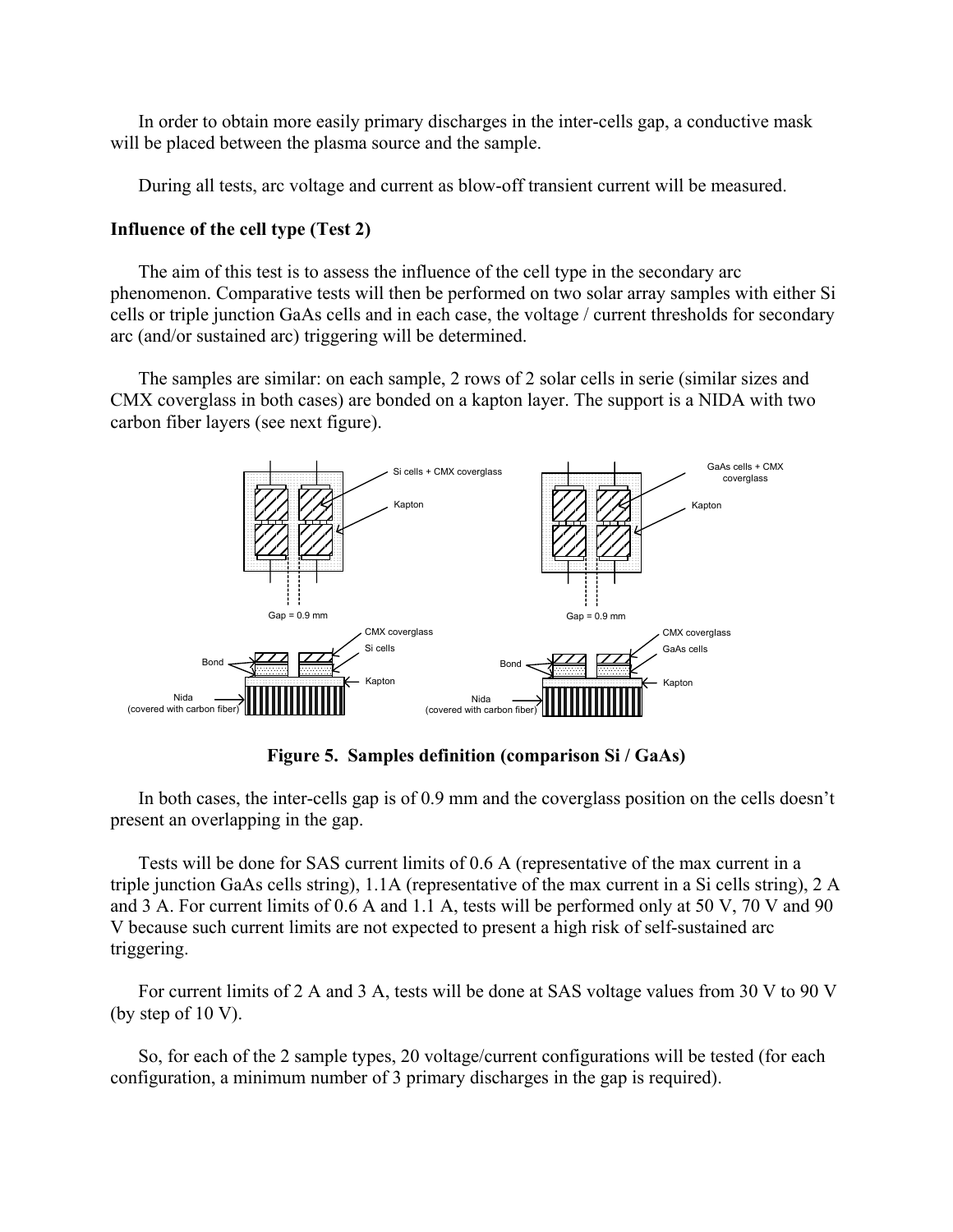In order to obtain more easily primary discharges in the inter-cells gap, a conductive mask will be placed between the plasma source and the sample.

During all tests, arc voltage and current as blow-off transient current will be measured.

**Influence of the cell type (Test 2)**

The aim of this test is to assess the influence of the cell type in the secondary arc phenomenon. Comparative tests will then be performed on two solar array samples with either Si cells or triple junction GaAs cells and in each case, the voltage / current thresholds for secondary arc (and/or sustained arc) triggering will be determined.

The samples are similar: on each sample, 2 rows of 2 solar cells in serie (similar sizes and CMX coverglass in both cases) are bonded on a kapton layer. The support is a NIDA with two carbon fiber layers (see next figure).

Si cells + CMX coverglass
Kapton
Gap = 0.9 mm
CMX coverglass
Si cells
Bond
Kapton
Nida
(covered with carbon fiber)

GaAs cells + CMX coverglass
Kapton
Gap = 0.9 mm
CMX coverglass
GaAs cells
Bond
Kapton
Nida
(covered with carbon fiber)

**Figure 5. Samples definition (comparison Si / GaAs)**

In both cases, the inter-cells gap is of 0.9 mm and the coverglass position on the cells doesn't present an overlapping in the gap.

Tests will be done for SAS current limits of 0.6 A (representative of the max current in a triple junction GaAs cells string), 1.1A (representative of the max current in a Si cells string), 2 A and 3 A. For current limits of 0.6 A and 1.1 A, tests will be performed only at 50 V, 70 V and 90 V because such current limits are not expected to present a high risk of self-sustained arc triggering.

For current limits of 2 A and 3 A, tests will be done at SAS voltage values from 30 V to 90 V (by step of 10 V).

So, for each of the 2 sample types, 20 voltage/current configurations will be tested (for each configuration, a minimum number of 3 primary discharges in the gap is required).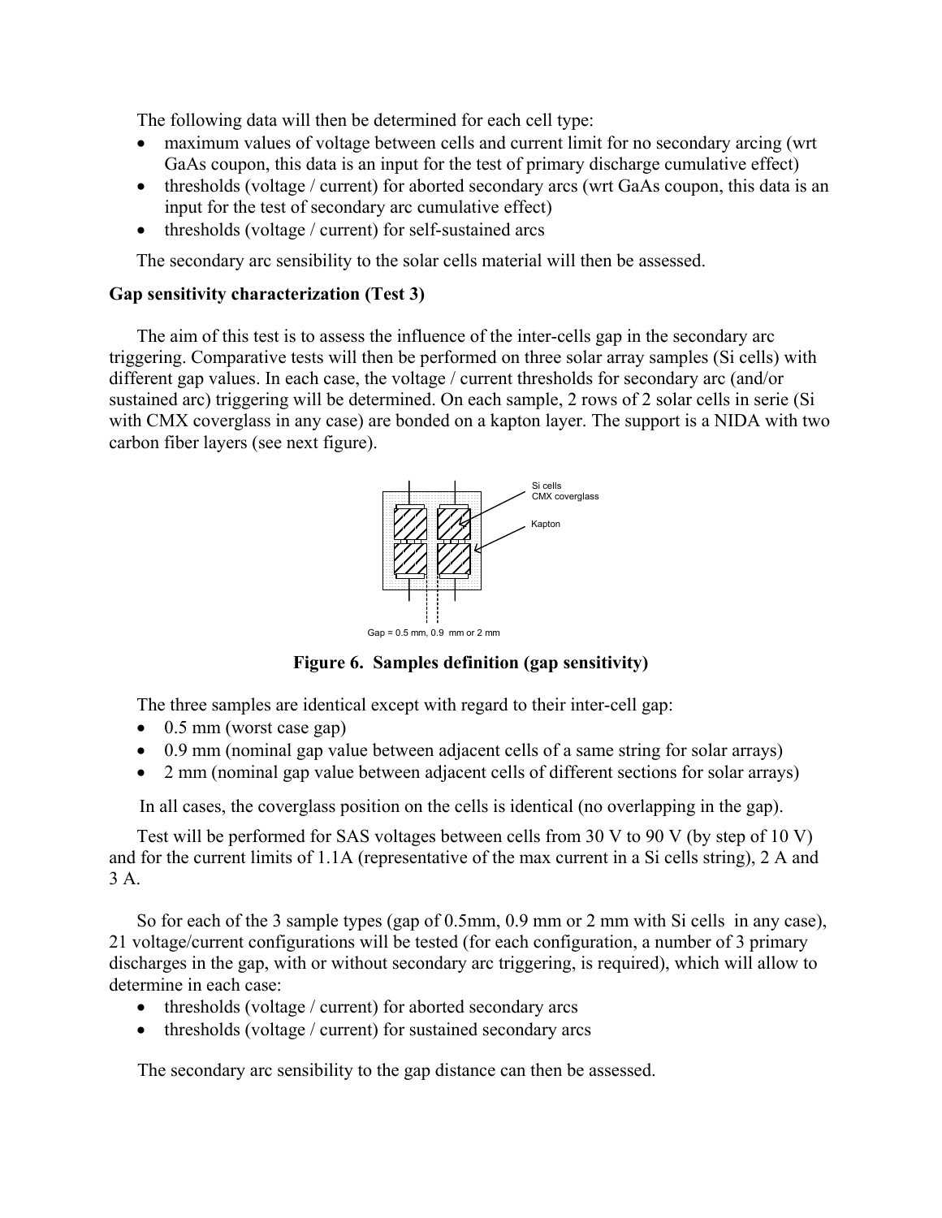The following data will then be determined for each cell type:

- maximum values of voltage between cells and current limit for no secondary arcing (wrt GaAs coupon, this data is an input for the test of primary discharge cumulative effect)
- thresholds (voltage / current) for aborted secondary arcs (wrt GaAs coupon, this data is an input for the test of secondary arc cumulative effect)
- thresholds (voltage / current) for self-sustained arcs

The secondary arc sensibility to the solar cells material will then be assessed.

**Gap sensitivity characterization (Test 3)**

The aim of this test is to assess the influence of the inter-cells gap in the secondary arc triggering. Comparative tests will then be performed on three solar array samples (Si cells) with different gap values. In each case, the voltage / current thresholds for secondary arc (and/or sustained arc) triggering will be determined. On each sample, 2 rows of 2 solar cells in serie (Si with CMX coverglass in any case) are bonded on a kapton layer. The support is a NIDA with two carbon fiber layers (see next figure).

Si cells
CMX coverglass

Kapton

Gap = 0.5 mm, 0.9 mm or 2 mm

**Figure 6. Samples definition (gap sensitivity)**

The three samples are identical except with regard to their inter-cell gap:

- 0.5 mm (worst case gap)
- 0.9 mm (nominal gap value between adjacent cells of a same string for solar arrays)
- 2 mm (nominal gap value between adjacent cells of different sections for solar arrays)

In all cases, the coverglass position on the cells is identical (no overlapping in the gap).

Test will be performed for SAS voltages between cells from 30 V to 90 V (by step of 10 V) and for the current limits of 1.1A (representative of the max current in a Si cells string), 2 A and 3 A.

So for each of the 3 sample types (gap of 0.5mm, 0.9 mm or 2 mm with Si cells in any case), 21 voltage/current configurations will be tested (for each configuration, a number of 3 primary discharges in the gap, with or without secondary arc triggering, is required), which will allow to determine in each case:

- thresholds (voltage / current) for aborted secondary arcs
- thresholds (voltage / current) for sustained secondary arcs

The secondary arc sensibility to the gap distance can then be assessed.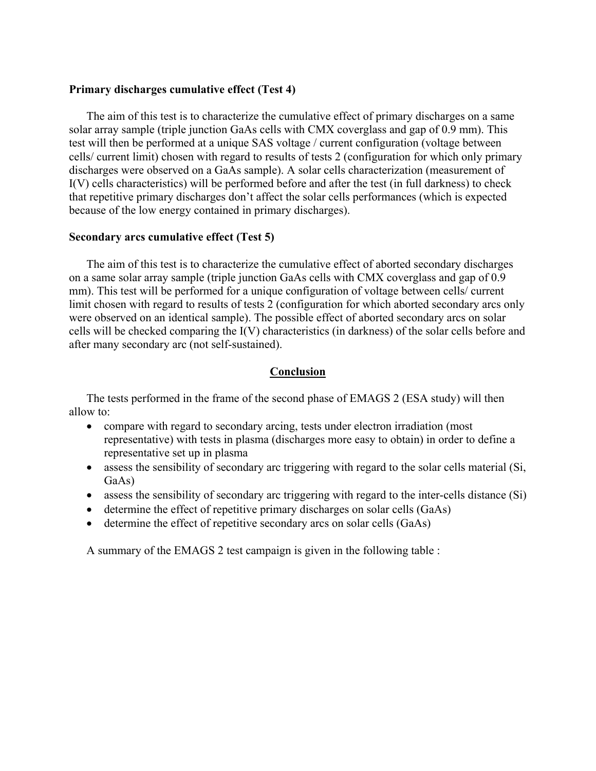**Primary discharges cumulative effect (Test 4)**

The aim of this test is to characterize the cumulative effect of primary discharges on a same solar array sample (triple junction GaAs cells with CMX coverglass and gap of 0.9 mm). This test will then be performed at a unique SAS voltage / current configuration (voltage between cells/ current limit) chosen with regard to results of tests 2 (configuration for which only primary discharges were observed on a GaAs sample). A solar cells characterization (measurement of I(V) cells characteristics) will be performed before and after the test (in full darkness) to check that repetitive primary discharges don't affect the solar cells performances (which is expected because of the low energy contained in primary discharges).

**Secondary arcs cumulative effect (Test 5)**

The aim of this test is to characterize the cumulative effect of aborted secondary discharges on a same solar array sample (triple junction GaAs cells with CMX coverglass and gap of 0.9 mm). This test will be performed for a unique configuration of voltage between cells/ current limit chosen with regard to results of tests 2 (configuration for which aborted secondary arcs only were observed on an identical sample). The possible effect of aborted secondary arcs on solar cells will be checked comparing the I(V) characteristics (in darkness) of the solar cells before and after many secondary arc (not self-sustained).

## Conclusion

The tests performed in the frame of the second phase of EMAGS 2 (ESA study) will then allow to:

- compare with regard to secondary arcing, tests under electron irradiation (most representative) with tests in plasma (discharges more easy to obtain) in order to define a representative set up in plasma
- assess the sensibility of secondary arc triggering with regard to the solar cells material (Si, GaAs)
- assess the sensibility of secondary arc triggering with regard to the inter-cells distance (Si)
- determine the effect of repetitive primary discharges on solar cells (GaAs)
- determine the effect of repetitive secondary arcs on solar cells (GaAs)

A summary of the EMAGS 2 test campaign is given in the following table :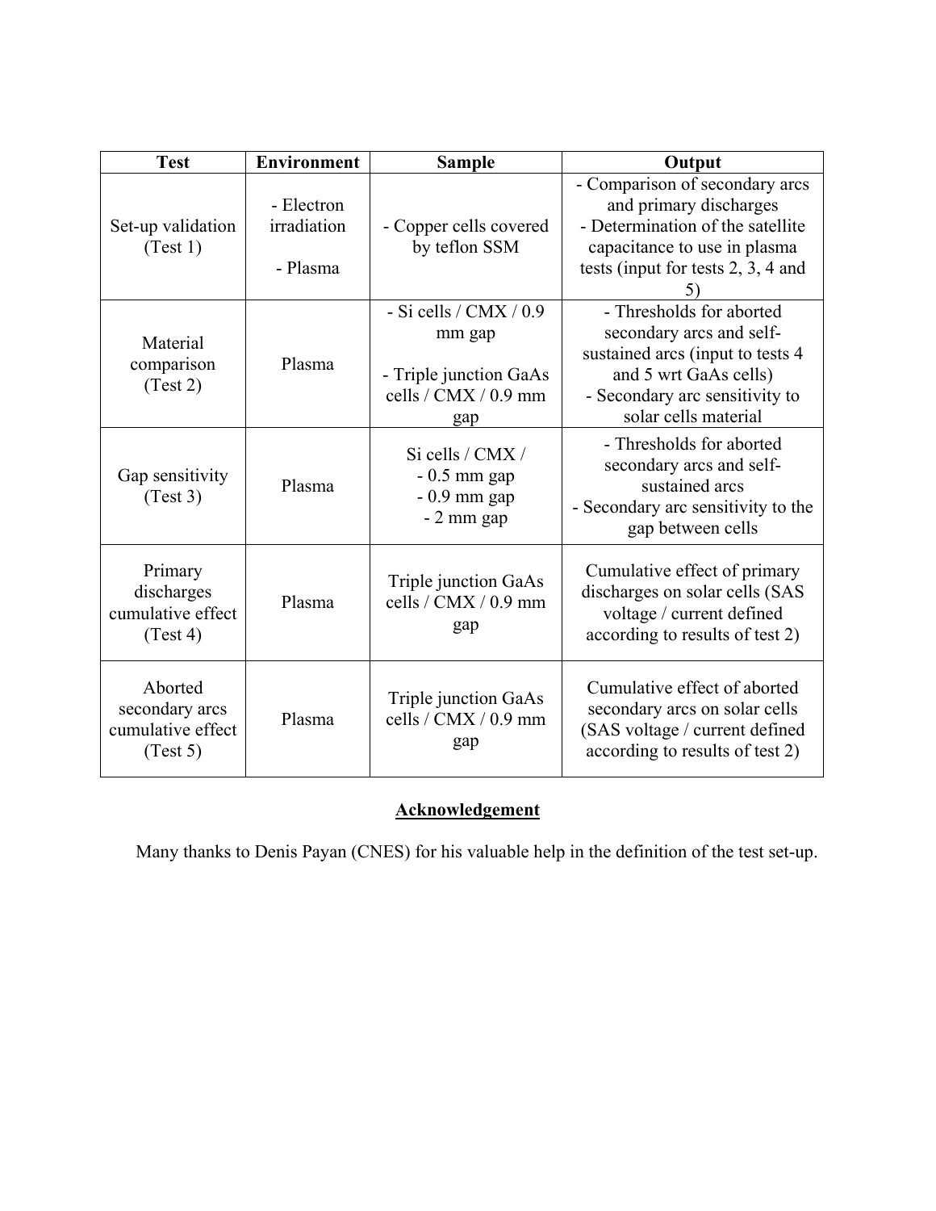| Test | Environment | Sample | Output |
| --- | --- | --- | --- |
| Set-up validation (Test 1) | - Electron irradiation<br><br>- Plasma | - Copper cells covered by teflon SSM | - Comparison of secondary arcs and primary discharges<br>- Determination of the satellite capacitance to use in plasma tests (input for tests 2, 3, 4 and 5) |
| Material comparison (Test 2) | Plasma | - Si cells / CMX / 0.9 mm gap<br><br>- Triple junction GaAs cells / CMX / 0.9 mm gap | - Thresholds for aborted secondary arcs and self-sustained arcs (input to tests 4 and 5 wrt GaAs cells)<br>- Secondary arc sensitivity to solar cells material |
| Gap sensitivity (Test 3) | Plasma | Si cells / CMX /<br>- 0.5 mm gap<br>- 0.9 mm gap<br>- 2 mm gap | - Thresholds for aborted secondary arcs and self-sustained arcs<br>- Secondary arc sensitivity to the gap between cells |
| Primary discharges cumulative effect (Test 4) | Plasma | Triple junction GaAs cells / CMX / 0.9 mm gap | Cumulative effect of primary discharges on solar cells (SAS voltage / current defined according to results of test 2) |
| Aborted secondary arcs cumulative effect (Test 5) | Plasma | Triple junction GaAs cells / CMX / 0.9 mm gap | Cumulative effect of aborted secondary arcs on solar cells (SAS voltage / current defined according to results of test 2) |

## Acknowledgement

Many thanks to Denis Payan (CNES) for his valuable help in the definition of the test set-up.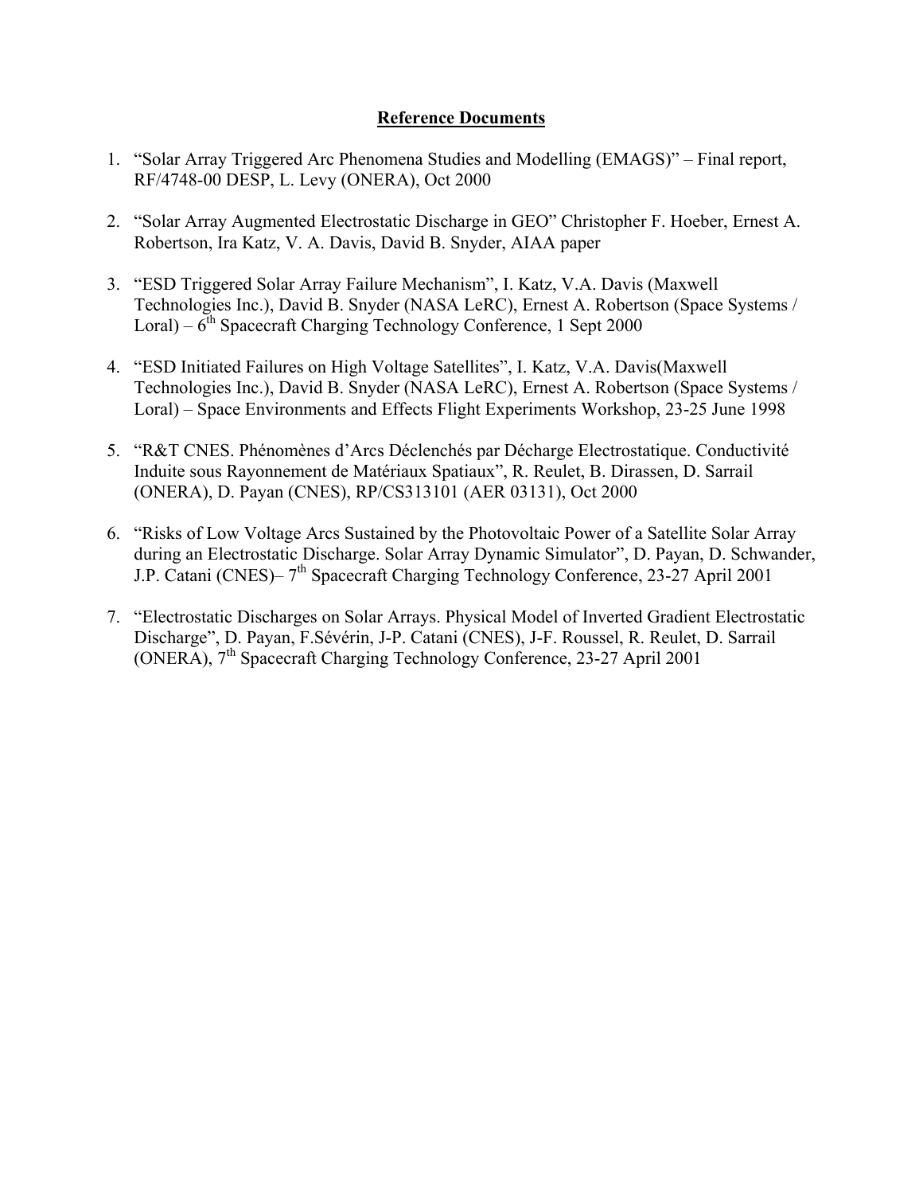## Reference Documents

1. "Solar Array Triggered Arc Phenomena Studies and Modelling (EMAGS)" – Final report, RF/4748-00 DESP, L. Levy (ONERA), Oct 2000

2. "Solar Array Augmented Electrostatic Discharge in GEO" Christopher F. Hoeber, Ernest A. Robertson, Ira Katz, V. A. Davis, David B. Snyder, AIAA paper

3. "ESD Triggered Solar Array Failure Mechanism", I. Katz, V.A. Davis (Maxwell Technologies Inc.), David B. Snyder (NASA LeRC), Ernest A. Robertson (Space Systems / Loral) – 6th Spacecraft Charging Technology Conference, 1 Sept 2000

4. "ESD Initiated Failures on High Voltage Satellites", I. Katz, V.A. Davis(Maxwell Technologies Inc.), David B. Snyder (NASA LeRC), Ernest A. Robertson (Space Systems / Loral) – Space Environments and Effects Flight Experiments Workshop, 23-25 June 1998

5. "R&T CNES. Phénomènes d'Arcs Déclenchés par Décharge Electrostatique. Conductivité Induite sous Rayonnement de Matériaux Spatiaux", R. Reulet, B. Dirassen, D. Sarrail (ONERA), D. Payan (CNES), RP/CS313101 (AER 03131), Oct 2000

6. "Risks of Low Voltage Arcs Sustained by the Photovoltaic Power of a Satellite Solar Array during an Electrostatic Discharge. Solar Array Dynamic Simulator", D. Payan, D. Schwander, J.P. Catani (CNES)– 7th Spacecraft Charging Technology Conference, 23-27 April 2001

7. "Electrostatic Discharges on Solar Arrays. Physical Model of Inverted Gradient Electrostatic Discharge", D. Payan, F.Sévérin, J-P. Catani (CNES), J-F. Roussel, R. Reulet, D. Sarrail (ONERA), 7th Spacecraft Charging Technology Conference, 23-27 April 2001